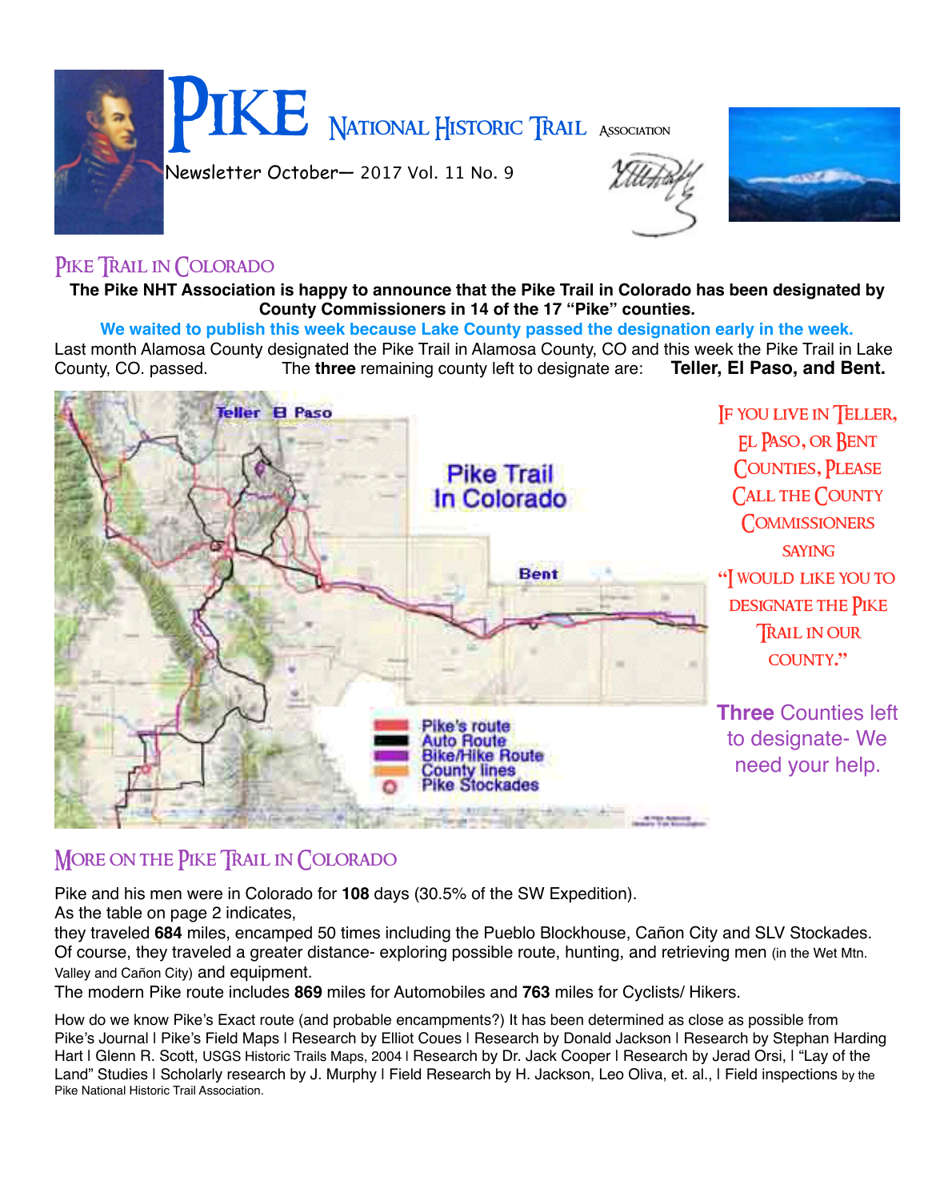# PIKE NATIONAL HISTORIC TRAIL ASSOCIATION

Newsletter October— 2017 Vol. 11 No. 9

## PIKE TRAIL IN COLORADO

**The Pike NHT Association is happy to announce that the Pike Trail in Colorado has been designated by County Commissioners in 14 of the 17 "Pike" counties.**

**We waited to publish this week because Lake County passed the designation early in the week.**

Last month Alamosa County designated the Pike Trail in Alamosa County, CO and this week the Pike Trail in Lake County, CO. passed. The **three** remaining county left to designate are: **Teller, El Paso, and Bent.**

Teller El Paso

Pike Trail In Colorado

Bent

- Pike's route
- Auto Route
- Bike/Hike Route
- County lines
- Pike Stockades

IF YOU LIVE IN TELLER, EL PASO, OR BENT COUNTIES, PLEASE CALL THE COUNTY COMMISSIONERS SAYING "I WOULD LIKE YOU TO DESIGNATE THE PIKE TRAIL IN OUR COUNTY."

**Three** Counties left to designate- We need your help.

## MORE ON THE PIKE TRAIL IN COLORADO

Pike and his men were in Colorado for **108** days (30.5% of the SW Expedition).
As the table on page 2 indicates,
they traveled **684** miles, encamped 50 times including the Pueblo Blockhouse, Cañon City and SLV Stockades. Of course, they traveled a greater distance- exploring possible route, hunting, and retrieving men (in the Wet Mtn. Valley and Cañon City) and equipment.
The modern Pike route includes **869** miles for Automobiles and **763** miles for Cyclists/ Hikers.

How do we know Pike's Exact route (and probable encampments?) It has been determined as close as possible from Pike's Journal | Pike's Field Maps | Research by Elliot Coues | Research by Donald Jackson | Research by Stephan Harding Hart | Glenn R. Scott, USGS Historic Trails Maps, 2004 | Research by Dr. Jack Cooper | Research by Jerad Orsi, | "Lay of the Land" Studies | Scholarly research by J. Murphy | Field Research by H. Jackson, Leo Oliva, et. al., | Field inspections by the Pike National Historic Trail Association.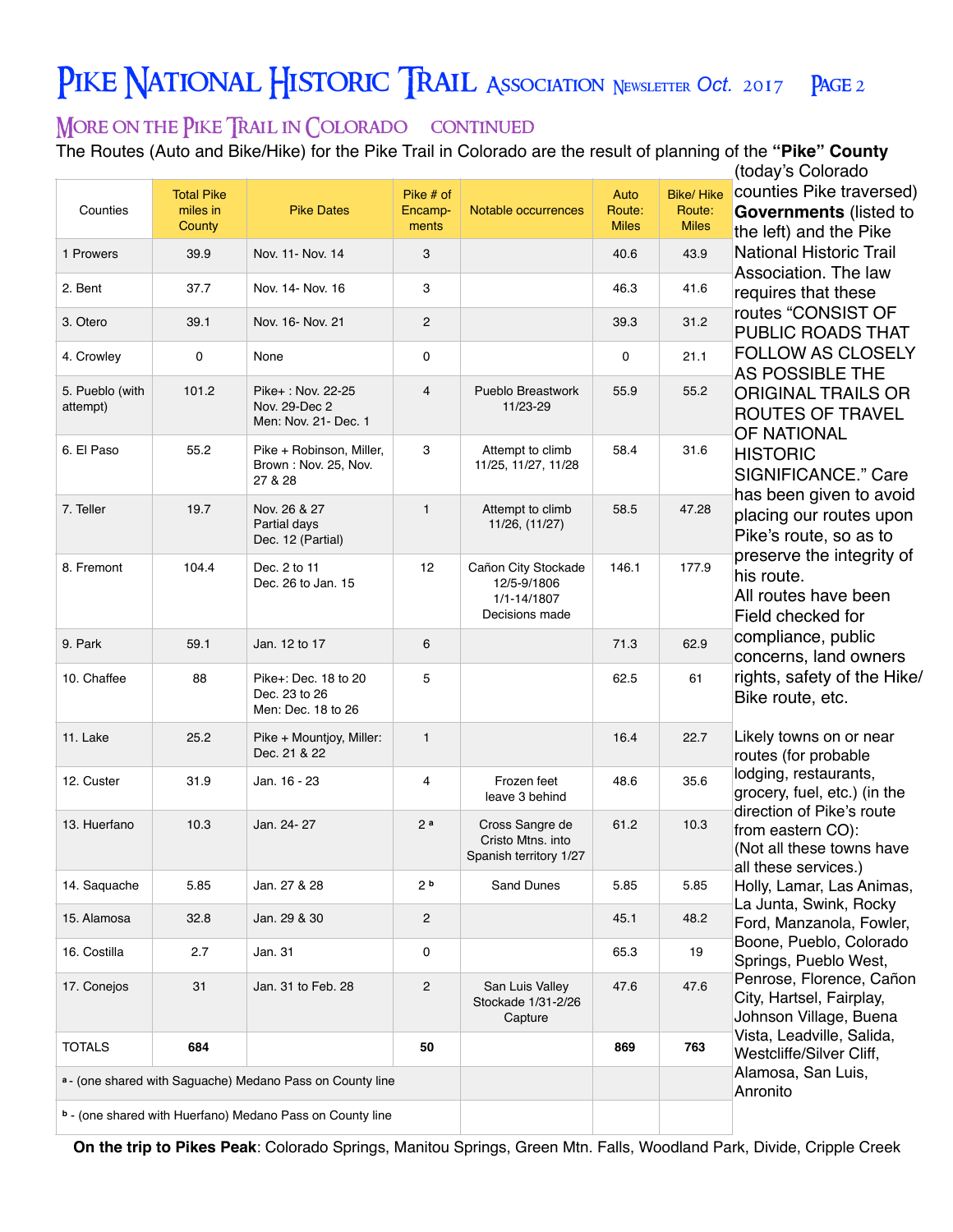## More on the Pike Trail in Colorado continued

The Routes (Auto and Bike/Hike) for the Pike Trail in Colorado are the result of planning of the **"Pike" County** (today's Colorado counties Pike traversed) **Governments** (listed to the left) and the Pike National Historic Trail Association. The law requires that these routes "CONSIST OF PUBLIC ROADS THAT FOLLOW AS CLOSELY AS POSSIBLE THE ORIGINAL TRAILS OR ROUTES OF TRAVEL OF NATIONAL HISTORIC SIGNIFICANCE." Care has been given to avoid placing our routes upon Pike's route, so as to preserve the integrity of his route.

All routes have been Field checked for compliance, public concerns, land owners rights, safety of the Hike/ Bike route, etc.

| Counties | Total Pike miles in County | Pike Dates | Pike # of Encamp-ments | Notable occurrences | Auto Route: Miles | Bike/ Hike Route: Miles |
|---|---|---|---|---|---|---|
| 1 Prowers | 39.9 | Nov. 11- Nov. 14 | 3 | | 40.6 | 43.9 |
| 2. Bent | 37.7 | Nov. 14- Nov. 16 | 3 | | 46.3 | 41.6 |
| 3. Otero | 39.1 | Nov. 16- Nov. 21 | 2 | | 39.3 | 31.2 |
| 4. Crowley | 0 | None | 0 | | 0 | 21.1 |
| 5. Pueblo (with attempt) | 101.2 | Pike+ : Nov. 22-25 Nov. 29-Dec 2 Men: Nov. 21- Dec. 1 | 4 | Pueblo Breastwork 11/23-29 | 55.9 | 55.2 |
| 6. El Paso | 55.2 | Pike + Robinson, Miller, Brown : Nov. 25, Nov. 27 & 28 | 3 | Attempt to climb 11/25, 11/27, 11/28 | 58.4 | 31.6 |
| 7. Teller | 19.7 | Nov. 26 & 27 Partial days Dec. 12 (Partial) | 1 | Attempt to climb 11/26, (11/27) | 58.5 | 47.28 |
| 8. Fremont | 104.4 | Dec. 2 to 11 Dec. 26 to Jan. 15 | 12 | Cañon City Stockade 12/5-9/1806 1/1-14/1807 Decisions made | 146.1 | 177.9 |
| 9. Park | 59.1 | Jan. 12 to 17 | 6 | | 71.3 | 62.9 |
| 10. Chaffee | 88 | Pike+: Dec. 18 to 20 Dec. 23 to 26 Men: Dec. 18 to 26 | 5 | | 62.5 | 61 |
| 11. Lake | 25.2 | Pike + Mountjoy, Miller: Dec. 21 & 22 | 1 | | 16.4 | 22.7 |
| 12. Custer | 31.9 | Jan. 16 - 23 | 4 | Frozen feet leave 3 behind | 48.6 | 35.6 |
| 13. Huerfano | 10.3 | Jan. 24- 27 | 2 [a] | Cross Sangre de Cristo Mtns. into Spanish territory 1/27 | 61.2 | 10.3 |
| 14. Saquache | 5.85 | Jan. 27 & 28 | 2 [b] | Sand Dunes | 5.85 | 5.85 |
| 15. Alamosa | 32.8 | Jan. 29 & 30 | 2 | | 45.1 | 48.2 |
| 16. Costilla | 2.7 | Jan. 31 | 0 | | 65.3 | 19 |
| 17. Conejos | 31 | Jan. 31 to Feb. 28 | 2 | San Luis Valley Stockade 1/31-2/26 Capture | 47.6 | 47.6 |
| TOTALS | **684** | | **50** | | **869** | **763** |
| [a] - (one shared with Saguache) Medano Pass on County line | | | | | | |
| [b] - (one shared with Huerfano) Medano Pass on County line | | | | | | |

Likely towns on or near routes (for probable lodging, restaurants, grocery, fuel, etc.) (in the direction of Pike's route from eastern CO):
(Not all these towns have all these services.)
Holly, Lamar, Las Animas, La Junta, Swink, Rocky Ford, Manzanola, Fowler, Boone, Pueblo, Colorado Springs, Pueblo West, Penrose, Florence, Cañon City, Hartsel, Fairplay, Johnson Village, Buena Vista, Leadville, Salida, Westcliffe/Silver Cliff, Alamosa, San Luis, Anronito

**On the trip to Pikes Peak**: Colorado Springs, Manitou Springs, Green Mtn. Falls, Woodland Park, Divide, Cripple Creek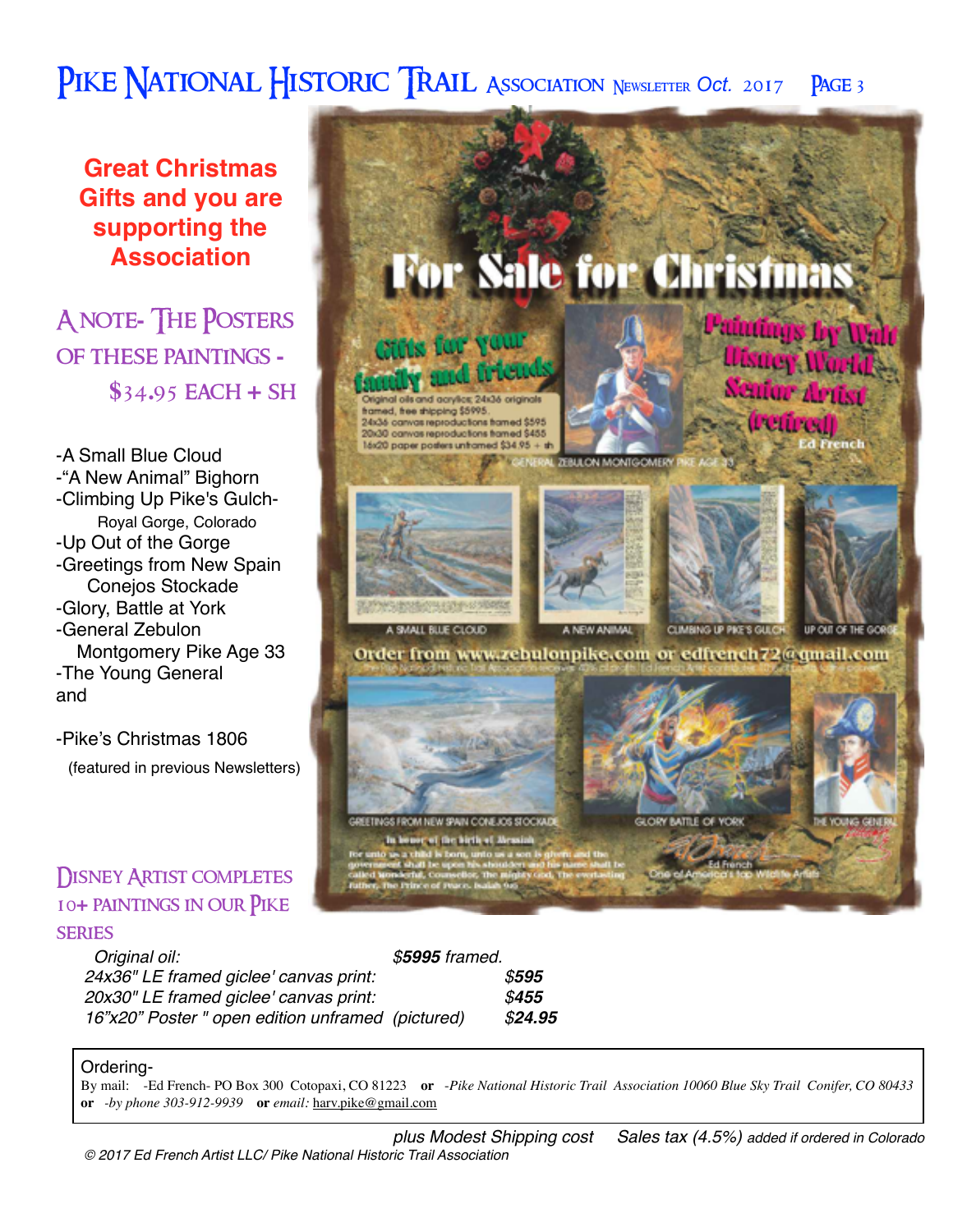## Great Christmas Gifts and you are supporting the Association

### A NOTE- THE POSTERS OF THESE PAINTINGS - $34.95 EACH + SH

- -A Small Blue Cloud
- -"A New Animal" Bighorn
- -Climbing Up Pike's Gulch- Royal Gorge, Colorado
- -Up Out of the Gorge
- -Greetings from New Spain Conejos Stockade
- -Glory, Battle at York
- -General Zebulon Montgomery Pike Age 33
- -The Young General

and

- -Pike's Christmas 1806

(featured in previous Newsletters)

# For Sale for Christmas

**Gifts for your family and friends**

Original oils and acrylics; 24x36 originals framed, free shipping $5995.
24x36 canvas reproductions framed $595
20x30 canvas reproductions framed $455
16x20 paper posters unframed $34.95 + sh

**Paintings by Walt Disney World Senior Artist (retired)**

Ed French

GENERAL ZEBULON MONTGOMERY PIKE AGE 33

A SMALL BLUE CLOUD — A NEW ANIMAL — CLIMBING UP PIKE'S GULCH — UP OUT OF THE GORGE

**Order from www.zebulonpike.com or edfrench72@gmail.com**

GREETINGS FROM NEW SPAIN CONEJOS STOCKADE — GLORY BATTLE OF YORK — THE YOUNG GENERAL

In honor of the birth of Messiah

For unto us a child is born, unto us a son is given: and the government shall be upon his shoulder: and his name shall be called Wonderful, Counsellor, The mighty God, The everlasting Father, The Prince of Peace. Isaiah 9:6

Ed French
One of America's top Wildlife Artists

### DISNEY ARTIST COMPLETES 10+ PAINTINGS IN OUR PIKE SERIES

| | |
|---|---|
| *Original oil:* | ***$5995** framed.* |
| *24x36" LE framed giclee' canvas print:* | ***$595*** |
| *20x30" LE framed giclee' canvas print:* | ***$455*** |
| *16"x20" Poster " open edition unframed (pictured)* | ***$24.95*** |

Ordering-
By mail: -Ed French- PO Box 300 Cotopaxi, CO 81223 **or** *-Pike National Historic Trail Association 10060 Blue Sky Trail Conifer, CO 80433* **or** *-by phone 303-912-9939* **or** *email:* harv.pike@gmail.com

*plus Modest Shipping cost* *Sales tax (4.5%) added if ordered in Colorado*

*© 2017 Ed French Artist LLC/ Pike National Historic Trail Association*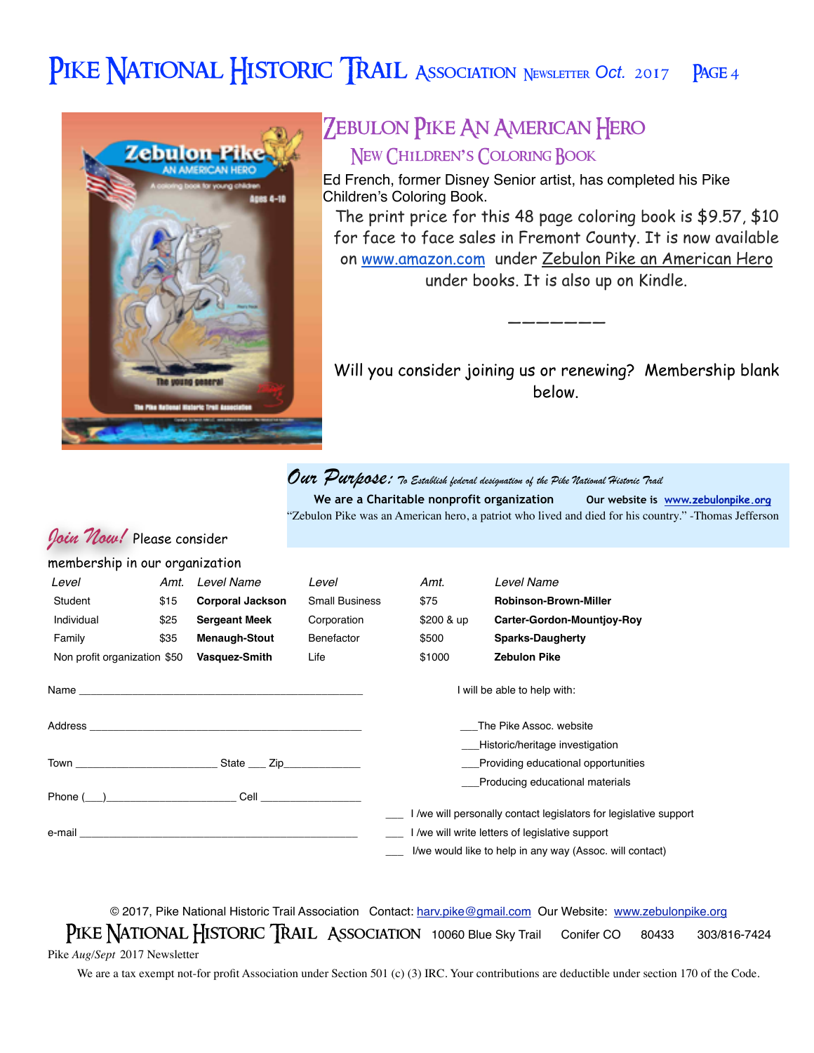## Zebulon Pike An American Hero

### New Children's Coloring Book

Ed French, former Disney Senior artist, has completed his Pike Children's Coloring Book.

The print price for this 48 page coloring book is $9.57, $10 for face to face sales in Fremont County. It is now available on www.amazon.com under Zebulon Pike an American Hero under books. It is also up on Kindle.

———————

Will you consider joining us or renewing? Membership blank below.

***Our Purpose:*** *To Establish federal designation of the Pike National Historic Trail*

**We are a Charitable nonprofit organization** **Our website is** www.zebulonpike.org

"Zebulon Pike was an American hero, a patriot who lived and died for his country." -Thomas Jefferson

***Join Now!*** Please consider membership in our organization

| *Level* | *Amt.* | *Level Name* | *Level* | *Amt.* | *Level Name* |
|---|---|---|---|---|---|
| Student | $15 | **Corporal Jackson** | Small Business | $75 | **Robinson-Brown-Miller** |
| Individual | $25 | **Sergeant Meek** | Corporation | $200 & up | **Carter-Gordon-Mountjoy-Roy** |
| Family | $35 | **Menaugh-Stout** | Benefactor | $500 | **Sparks-Daugherty** |
| Non profit organization | $50 | **Vasquez-Smith** | Life | $1000 | **Zebulon Pike** |

Name ______________________________________________

Address ____________________________________________

Town ______________________ State ___ Zip____________

Phone (___)____________________ Cell ________________

e-mail ______________________________________________

I will be able to help with:

___The Pike Assoc. website

___Historic/heritage investigation

___Providing educational opportunities

___Producing educational materials

___ I /we will personally contact legislators for legislative support

___ I /we will write letters of legislative support

___ I/we would like to help in any way (Assoc. will contact)

© 2017, Pike National Historic Trail Association Contact: harv.pike@gmail.com Our Website: www.zebulonpike.org

Pike National Historic Trail Association 10060 Blue Sky Trail Conifer CO 80433 303/816-7424

Pike *Aug/Sept* 2017 Newsletter

We are a tax exempt not-for profit Association under Section 501 (c) (3) IRC. Your contributions are deductible under section 170 of the Code.